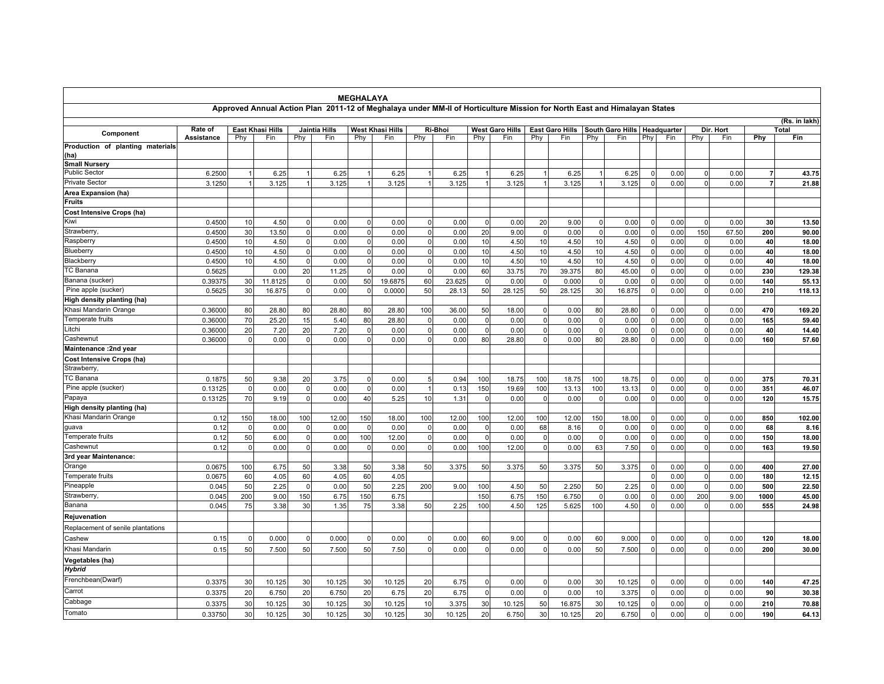# MEGHALAYA

## Approved Annual Action Plan 2011-12 of Meghalaya under MM-II of Horticulture Mission for North East and Himalayan States

(Rs. in lakh)

| Component | Rate of Assistance | East Khasi Hills | | Jaintia Hills | | West Khasi Hills | | Ri-Bhoi | | West Garo Hills | | East Garo Hills | | South Garo Hills | | Headquarter | | Dir. Hort | | Total | |
|---|---|---|---|---|---|---|---|---|---|---|---|---|---|---|---|---|---|---|---|---|---|
| | | Phy | Fin | Phy | Fin | Phy | Fin | Phy | Fin | Phy | Fin | Phy | Fin | Phy | Fin | Phy | Fin | Phy | Fin | Phy | Fin |
| **Production of planting materials (ha)** | | | | | | | | | | | | | | | | | | | | | |
| **Small Nursery** | | | | | | | | | | | | | | | | | | | | | |
| Public Sector | 6.2500 | 1 | 6.25 | 1 | 6.25 | 1 | 6.25 | 1 | 6.25 | 1 | 6.25 | 1 | 6.25 | 1 | 6.25 | 0 | 0.00 | 0 | 0.00 | **7** | **43.75** |
| Private Sector | 3.1250 | 1 | 3.125 | 1 | 3.125 | 1 | 3.125 | 1 | 3.125 | 1 | 3.125 | 1 | 3.125 | 1 | 3.125 | 0 | 0.00 | 0 | 0.00 | **7** | **21.88** |
| **Area Expansion (ha)** | | | | | | | | | | | | | | | | | | | | | |
| **Fruits** | | | | | | | | | | | | | | | | | | | | | |
| **Cost Intensive Crops (ha)** | | | | | | | | | | | | | | | | | | | | | |
| Kiwi | 0.4500 | 10 | 4.50 | 0 | 0.00 | 0 | 0.00 | 0 | 0.00 | 0 | 0.00 | 20 | 9.00 | 0 | 0.00 | 0 | 0.00 | 0 | 0.00 | **30** | **13.50** |
| Strawberry, | 0.4500 | 30 | 13.50 | 0 | 0.00 | 0 | 0.00 | 0 | 0.00 | 20 | 9.00 | 0 | 0.00 | 0 | 0.00 | 0 | 0.00 | 150 | 67.50 | **200** | **90.00** |
| Raspberry | 0.4500 | 10 | 4.50 | 0 | 0.00 | 0 | 0.00 | 0 | 0.00 | 10 | 4.50 | 10 | 4.50 | 10 | 4.50 | 0 | 0.00 | 0 | 0.00 | **40** | **18.00** |
| Blueberry | 0.4500 | 10 | 4.50 | 0 | 0.00 | 0 | 0.00 | 0 | 0.00 | 10 | 4.50 | 10 | 4.50 | 10 | 4.50 | 0 | 0.00 | 0 | 0.00 | **40** | **18.00** |
| Blackberry | 0.4500 | 10 | 4.50 | 0 | 0.00 | 0 | 0.00 | 0 | 0.00 | 10 | 4.50 | 10 | 4.50 | 10 | 4.50 | 0 | 0.00 | 0 | 0.00 | **40** | **18.00** |
| TC Banana | 0.5625 | | 0.00 | 20 | 11.25 | 0 | 0.00 | 0 | 0.00 | 60 | 33.75 | 70 | 39.375 | 80 | 45.00 | 0 | 0.00 | 0 | 0.00 | **230** | **129.38** |
| Banana (sucker) | 0.39375 | 30 | 11.8125 | 0 | 0.00 | 50 | 19.6875 | 60 | 23.625 | 0 | 0.00 | 0 | 0.000 | 0 | 0.00 | 0 | 0.00 | 0 | 0.00 | **140** | **55.13** |
| Pine apple (sucker) | 0.5625 | 30 | 16.875 | 0 | 0.00 | 0 | 0.0000 | 50 | 28.13 | 50 | 28.125 | 50 | 28.125 | 30 | 16.875 | 0 | 0.00 | 0 | 0.00 | **210** | **118.13** |
| **High density planting (ha)** | | | | | | | | | | | | | | | | | | | | | |
| Khasi Mandarin Orange | 0.36000 | 80 | 28.80 | 80 | 28.80 | 80 | 28.80 | 100 | 36.00 | 50 | 18.00 | 0 | 0.00 | 80 | 28.80 | 0 | 0.00 | 0 | 0.00 | **470** | **169.20** |
| Temperate fruits | 0.36000 | 70 | 25.20 | 15 | 5.40 | 80 | 28.80 | 0 | 0.00 | 0 | 0.00 | 0 | 0.00 | 0 | 0.00 | 0 | 0.00 | 0 | 0.00 | **165** | **59.40** |
| Litchi | 0.36000 | 20 | 7.20 | 20 | 7.20 | 0 | 0.00 | 0 | 0.00 | 0 | 0.00 | 0 | 0.00 | 0 | 0.00 | 0 | 0.00 | 0 | 0.00 | **40** | **14.40** |
| Cashewnut | 0.36000 | 0 | 0.00 | 0 | 0.00 | 0 | 0.00 | 0 | 0.00 | 80 | 28.80 | 0 | 0.00 | 80 | 28.80 | 0 | 0.00 | 0 | 0.00 | **160** | **57.60** |
| **Maintenance :2nd year** | | | | | | | | | | | | | | | | | | | | | |
| **Cost Intensive Crops (ha)** | | | | | | | | | | | | | | | | | | | | | |
| Strawberry, | | | | | | | | | | | | | | | | | | | | | |
| TC Banana | 0.1875 | 50 | 9.38 | 20 | 3.75 | 0 | 0.00 | 5 | 0.94 | 100 | 18.75 | 100 | 18.75 | 100 | 18.75 | 0 | 0.00 | 0 | 0.00 | **375** | **70.31** |
| Pine apple (sucker) | 0.13125 | 0 | 0.00 | 0 | 0.00 | 0 | 0.00 | 1 | 0.13 | 150 | 19.69 | 100 | 13.13 | 100 | 13.13 | 0 | 0.00 | 0 | 0.00 | **351** | **46.07** |
| Papaya | 0.13125 | 70 | 9.19 | 0 | 0.00 | 40 | 5.25 | 10 | 1.31 | 0 | 0.00 | 0 | 0.00 | 0 | 0.00 | 0 | 0.00 | 0 | 0.00 | **120** | **15.75** |
| **High density planting (ha)** | | | | | | | | | | | | | | | | | | | | | |
| Khasi Mandarin Orange | 0.12 | 150 | 18.00 | 100 | 12.00 | 150 | 18.00 | 100 | 12.00 | 100 | 12.00 | 100 | 12.00 | 150 | 18.00 | 0 | 0.00 | 0 | 0.00 | **850** | **102.00** |
| guava | 0.12 | 0 | 0.00 | 0 | 0.00 | 0 | 0.00 | 0 | 0.00 | 0 | 0.00 | 68 | 8.16 | 0 | 0.00 | 0 | 0.00 | 0 | 0.00 | **68** | **8.16** |
| Temperate fruits | 0.12 | 50 | 6.00 | 0 | 0.00 | 100 | 12.00 | 0 | 0.00 | 0 | 0.00 | 0 | 0.00 | 0 | 0.00 | 0 | 0.00 | 0 | 0.00 | **150** | **18.00** |
| Cashewnut | 0.12 | 0 | 0.00 | 0 | 0.00 | 0 | 0.00 | 0 | 0.00 | 100 | 12.00 | 0 | 0.00 | 63 | 7.50 | 0 | 0.00 | 0 | 0.00 | **163** | **19.50** |
| **3rd year Maintenance:** | | | | | | | | | | | | | | | | | | | | | |
| Orange | 0.0675 | 100 | 6.75 | 50 | 3.38 | 50 | 3.38 | 50 | 3.375 | 50 | 3.375 | 50 | 3.375 | 50 | 3.375 | 0 | 0.00 | 0 | 0.00 | **400** | **27.00** |
| Temperate fruits | 0.0675 | 60 | 4.05 | 60 | 4.05 | 60 | 4.05 | | | | | | | | | 0 | 0.00 | 0 | 0.00 | **180** | **12.15** |
| Pineapple | 0.045 | 50 | 2.25 | 0 | 0.00 | 50 | 2.25 | 200 | 9.00 | 100 | 4.50 | 50 | 2.250 | 50 | 2.25 | 0 | 0.00 | 0 | 0.00 | **500** | **22.50** |
| Strawberry, | 0.045 | 200 | 9.00 | 150 | 6.75 | 150 | 6.75 | | | 150 | 6.75 | 150 | 6.750 | 0 | 0.00 | 0 | 0.00 | 200 | 9.00 | **1000** | **45.00** |
| Banana | 0.045 | 75 | 3.38 | 30 | 1.35 | 75 | 3.38 | 50 | 2.25 | 100 | 4.50 | 125 | 5.625 | 100 | 4.50 | 0 | 0.00 | 0 | 0.00 | **555** | **24.98** |
| **Rejuvenation** | | | | | | | | | | | | | | | | | | | | | |
| Replacement of senile plantations | | | | | | | | | | | | | | | | | | | | | |
| Cashew | 0.15 | 0 | 0.000 | 0 | 0.000 | 0 | 0.00 | 0 | 0.00 | 60 | 9.00 | 0 | 0.00 | 60 | 9.000 | 0 | 0.00 | 0 | 0.00 | **120** | **18.00** |
| Khasi Mandarin | 0.15 | 50 | 7.500 | 50 | 7.500 | 50 | 7.50 | 0 | 0.00 | 0 | 0.00 | 0 | 0.00 | 50 | 7.500 | 0 | 0.00 | 0 | 0.00 | **200** | **30.00** |
| **Vegetables (ha)** | | | | | | | | | | | | | | | | | | | | | |
| ***Hybrid*** | | | | | | | | | | | | | | | | | | | | | |
| Frenchbean(Dwarf) | 0.3375 | 30 | 10.125 | 30 | 10.125 | 30 | 10.125 | 20 | 6.75 | 0 | 0.00 | 0 | 0.00 | 30 | 10.125 | 0 | 0.00 | 0 | 0.00 | **140** | **47.25** |
| Carrot | 0.3375 | 20 | 6.750 | 20 | 6.750 | 20 | 6.75 | 20 | 6.75 | 0 | 0.00 | 0 | 0.00 | 10 | 3.375 | 0 | 0.00 | 0 | 0.00 | **90** | **30.38** |
| Cabbage | 0.3375 | 30 | 10.125 | 30 | 10.125 | 30 | 10.125 | 10 | 3.375 | 30 | 10.125 | 50 | 16.875 | 30 | 10.125 | 0 | 0.00 | 0 | 0.00 | **210** | **70.88** |
| Tomato | 0.33750 | 30 | 10.125 | 30 | 10.125 | 30 | 10.125 | 30 | 10.125 | 20 | 6.750 | 30 | 10.125 | 20 | 6.750 | 0 | 0.00 | 0 | 0.00 | **190** | **64.13** |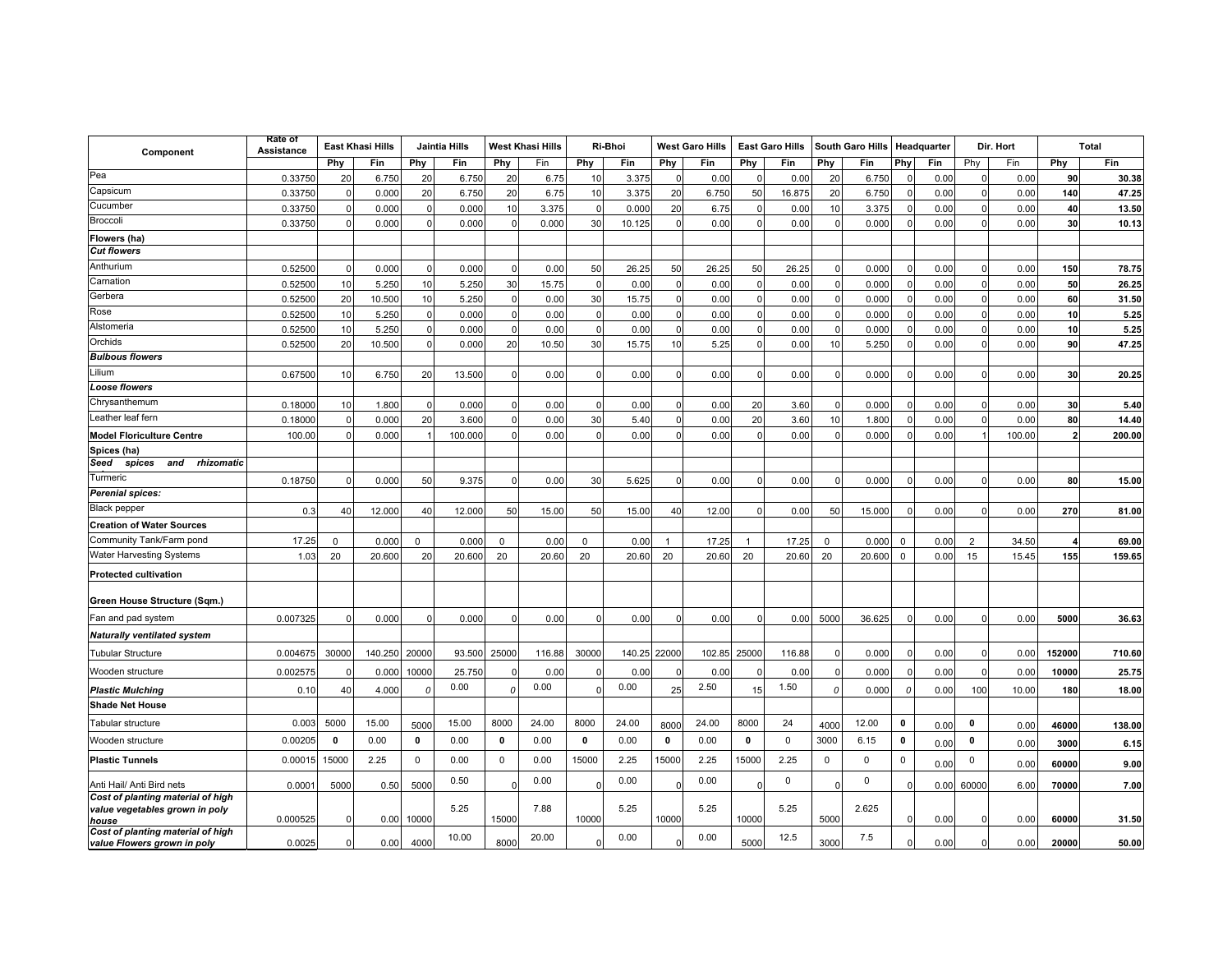| Component | Rate of Assistance | East Khasi Hills | | Jaintia Hills | | West Khasi Hills | | Ri-Bhoi | | West Garo Hills | | East Garo Hills | | South Garo Hills | | Headquarter | | Dir. Hort | | Total | |
|---|---|---|---|---|---|---|---|---|---|---|---|---|---|---|---|---|---|---|---|---|---|
| | | Phy | Fin | Phy | Fin | Phy | Fin | Phy | Fin | Phy | Fin | Phy | Fin | Phy | Fin | Phy | Fin | Phy | Fin | Phy | Fin |
| Pea | 0.33750 | 20 | 6.750 | 20 | 6.750 | 20 | 6.75 | 10 | 3.375 | 0 | 0.00 | 0 | 0.00 | 20 | 6.750 | 0 | 0.00 | 0 | 0.00 | **90** | **30.38** |
| Capsicum | 0.33750 | 0 | 0.000 | 20 | 6.750 | 20 | 6.75 | 10 | 3.375 | 20 | 6.750 | 50 | 16.875 | 20 | 6.750 | 0 | 0.00 | 0 | 0.00 | **140** | **47.25** |
| Cucumber | 0.33750 | 0 | 0.000 | 0 | 0.000 | 10 | 3.375 | 0 | 0.000 | 20 | 6.75 | 0 | 0.00 | 10 | 3.375 | 0 | 0.00 | 0 | 0.00 | **40** | **13.50** |
| Broccoli | 0.33750 | 0 | 0.000 | 0 | 0.000 | 0 | 0.000 | 30 | 10.125 | 0 | 0.00 | 0 | 0.00 | 0 | 0.000 | 0 | 0.00 | 0 | 0.00 | **30** | **10.13** |
| **Flowers (ha)** | | | | | | | | | | | | | | | | | | | | | |
| ***Cut flowers*** | | | | | | | | | | | | | | | | | | | | | |
| Anthurium | 0.52500 | 0 | 0.000 | 0 | 0.000 | 0 | 0.00 | 50 | 26.25 | 50 | 26.25 | 50 | 26.25 | 0 | 0.000 | 0 | 0.00 | 0 | 0.00 | **150** | **78.75** |
| Carnation | 0.52500 | 10 | 5.250 | 10 | 5.250 | 30 | 15.75 | 0 | 0.00 | 0 | 0.00 | 0 | 0.00 | 0 | 0.000 | 0 | 0.00 | 0 | 0.00 | **50** | **26.25** |
| Gerbera | 0.52500 | 20 | 10.500 | 10 | 5.250 | 0 | 0.00 | 30 | 15.75 | 0 | 0.00 | 0 | 0.00 | 0 | 0.000 | 0 | 0.00 | 0 | 0.00 | **60** | **31.50** |
| Rose | 0.52500 | 10 | 5.250 | 0 | 0.000 | 0 | 0.00 | 0 | 0.00 | 0 | 0.00 | 0 | 0.00 | 0 | 0.000 | 0 | 0.00 | 0 | 0.00 | **10** | **5.25** |
| Alstomeria | 0.52500 | 10 | 5.250 | 0 | 0.000 | 0 | 0.00 | 0 | 0.00 | 0 | 0.00 | 0 | 0.00 | 0 | 0.000 | 0 | 0.00 | 0 | 0.00 | **10** | **5.25** |
| Orchids | 0.52500 | 20 | 10.500 | 0 | 0.000 | 20 | 10.50 | 30 | 15.75 | 10 | 5.25 | 0 | 0.00 | 10 | 5.250 | 0 | 0.00 | 0 | 0.00 | **90** | **47.25** |
| ***Bulbous flowers*** | | | | | | | | | | | | | | | | | | | | | |
| Lilium | 0.67500 | 10 | 6.750 | 20 | 13.500 | 0 | 0.00 | 0 | 0.00 | 0 | 0.00 | 0 | 0.00 | 0 | 0.000 | 0 | 0.00 | 0 | 0.00 | **30** | **20.25** |
| ***Loose flowers*** | | | | | | | | | | | | | | | | | | | | | |
| Chrysanthemum | 0.18000 | 10 | 1.800 | 0 | 0.000 | 0 | 0.00 | 0 | 0.00 | 0 | 0.00 | 20 | 3.60 | 0 | 0.000 | 0 | 0.00 | 0 | 0.00 | **30** | **5.40** |
| Leather leaf fern | 0.18000 | 0 | 0.000 | 20 | 3.600 | 0 | 0.00 | 30 | 5.40 | 0 | 0.00 | 20 | 3.60 | 10 | 1.800 | 0 | 0.00 | 0 | 0.00 | **80** | **14.40** |
| **Model Floriculture Centre** | 100.00 | 0 | 0.000 | 1 | 100.000 | 0 | 0.00 | 0 | 0.00 | 0 | 0.00 | 0 | 0.00 | 0 | 0.000 | 0 | 0.00 | 1 | 100.00 | **2** | **200.00** |
| **Spices (ha)** | | | | | | | | | | | | | | | | | | | | | |
| ***Seed spices and rhizomatic*** | | | | | | | | | | | | | | | | | | | | | |
| Turmeric | 0.18750 | 0 | 0.000 | 50 | 9.375 | 0 | 0.00 | 30 | 5.625 | 0 | 0.00 | 0 | 0.00 | 0 | 0.000 | 0 | 0.00 | 0 | 0.00 | **80** | **15.00** |
| ***Perenial spices:*** | | | | | | | | | | | | | | | | | | | | | |
| Black pepper | 0.3 | 40 | 12.000 | 40 | 12.000 | 50 | 15.00 | 50 | 15.00 | 40 | 12.00 | 0 | 0.00 | 50 | 15.000 | 0 | 0.00 | 0 | 0.00 | **270** | **81.00** |
| **Creation of Water Sources** | | | | | | | | | | | | | | | | | | | | | |
| Community Tank/Farm pond | 17.25 | 0 | 0.000 | 0 | 0.000 | 0 | 0.00 | 0 | 0.00 | 1 | 17.25 | 1 | 17.25 | 0 | 0.000 | 0 | 0.00 | 2 | 34.50 | **4** | **69.00** |
| Water Harvesting Systems | 1.03 | 20 | 20.600 | 20 | 20.600 | 20 | 20.60 | 20 | 20.60 | 20 | 20.60 | 20 | 20.60 | 20 | 20.600 | 0 | 0.00 | 15 | 15.45 | **155** | **159.65** |
| **Protected cultivation** | | | | | | | | | | | | | | | | | | | | | |
| **Green House Structure (Sqm.)** | | | | | | | | | | | | | | | | | | | | | |
| Fan and pad system | 0.007325 | 0 | 0.000 | 0 | 0.000 | 0 | 0.00 | 0 | 0.00 | 0 | 0.00 | 0 | 0.00 | 5000 | 36.625 | 0 | 0.00 | 0 | 0.00 | **5000** | **36.63** |
| ***Naturally ventilated system*** | | | | | | | | | | | | | | | | | | | | | |
| Tubular Structure | 0.004675 | 30000 | 140.250 | 20000 | 93.500 | 25000 | 116.88 | 30000 | 140.25 | 22000 | 102.85 | 25000 | 116.88 | 0 | 0.000 | 0 | 0.00 | 0 | 0.00 | **152000** | **710.60** |
| Wooden structure | 0.002575 | 0 | 0.000 | 10000 | 25.750 | 0 | 0.00 | 0 | 0.00 | 0 | 0.00 | 0 | 0.00 | 0 | 0.000 | 0 | 0.00 | 0 | 0.00 | **10000** | **25.75** |
| ***Plastic Mulching*** | 0.10 | 40 | 4.000 | 0 | 0.00 | 0 | 0.00 | 0 | 0.00 | 25 | 2.50 | 15 | 1.50 | 0 | 0.000 | 0 | 0.00 | 100 | 10.00 | **180** | **18.00** |
| **Shade Net House** | | | | | | | | | | | | | | | | | | | | | |
| Tabular structure | 0.003 | 5000 | 15.00 | 5000 | 15.00 | 8000 | 24.00 | 8000 | 24.00 | 8000 | 24.00 | 8000 | 24 | 4000 | 12.00 | **0** | 0.00 | **0** | 0.00 | **46000** | **138.00** |
| Wooden structure | 0.00205 | **0** | 0.00 | **0** | 0.00 | **0** | 0.00 | **0** | 0.00 | **0** | 0.00 | **0** | 0 | 3000 | 6.15 | **0** | 0.00 | **0** | 0.00 | **3000** | **6.15** |
| **Plastic Tunnels** | 0.00015 | 15000 | 2.25 | 0 | 0.00 | 0 | 0.00 | 15000 | 2.25 | 15000 | 2.25 | 15000 | 2.25 | 0 | 0 | 0 | 0.00 | 0 | 0.00 | **60000** | **9.00** |
| Anti Hail/ Anti Bird nets | 0.0001 | 5000 | 0.50 | 5000 | 0.50 | 0 | 0.00 | 0 | 0.00 | 0 | 0.00 | 0 | 0 | 0 | 0 | 0 | 0.00 | 60000 | 6.00 | **70000** | **7.00** |
| ***Cost of planting material of high value vegetables grown in poly house*** | 0.000525 | 0 | 0.00 | 10000 | 5.25 | 15000 | 7.88 | 10000 | 5.25 | 10000 | 5.25 | 10000 | 5.25 | 5000 | 2.625 | 0 | 0.00 | 0 | 0.00 | **60000** | **31.50** |
| ***Cost of planting material of high value Flowers grown in poly*** | 0.0025 | 0 | 0.00 | 4000 | 10.00 | 8000 | 20.00 | 0 | 0.00 | 0 | 0.00 | 5000 | 12.5 | 3000 | 7.5 | 0 | 0.00 | 0 | 0.00 | **20000** | **50.00** |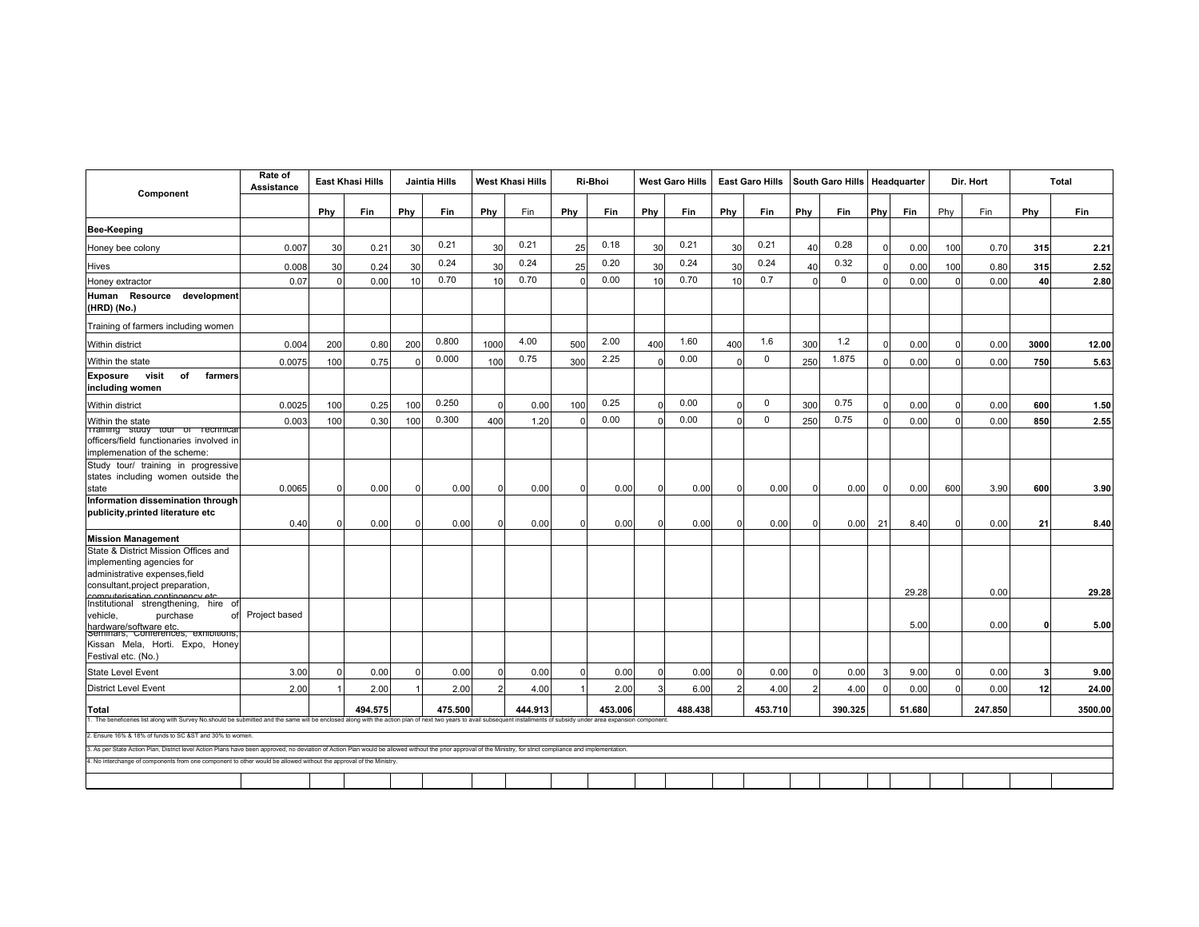| Component | Rate of Assistance | East Khasi Hills | | Jaintia Hills | | West Khasi Hills | | Ri-Bhoi | | West Garo Hills | | East Garo Hills | | South Garo Hills | | Headquarter | | Dir. Hort | | Total | |
|---|---|---|---|---|---|---|---|---|---|---|---|---|---|---|---|---|---|---|---|---|---|
| | | Phy | Fin | Phy | Fin | Phy | Fin | Phy | Fin | Phy | Fin | Phy | Fin | Phy | Fin | Phy | Fin | Phy | Fin | Phy | Fin |
| **Bee-Keeping** | | | | | | | | | | | | | | | | | | | | | |
| Honey bee colony | 0.007 | 30 | 0.21 | 30 | 0.21 | 30 | 0.21 | 25 | 0.18 | 30 | 0.21 | 30 | 0.21 | 40 | 0.28 | 0 | 0.00 | 100 | 0.70 | **315** | **2.21** |
| Hives | 0.008 | 30 | 0.24 | 30 | 0.24 | 30 | 0.24 | 25 | 0.20 | 30 | 0.24 | 30 | 0.24 | 40 | 0.32 | 0 | 0.00 | 100 | 0.80 | **315** | **2.52** |
| Honey extractor | 0.07 | 0 | 0.00 | 10 | 0.70 | 10 | 0.70 | 0 | 0.00 | 10 | 0.70 | 10 | 0.7 | 0 | 0 | 0 | 0.00 | 0 | 0.00 | **40** | **2.80** |
| **Human Resource development (HRD) (No.)** | | | | | | | | | | | | | | | | | | | | | |
| Training of farmers including women | | | | | | | | | | | | | | | | | | | | | |
| Within district | 0.004 | 200 | 0.80 | 200 | 0.800 | 1000 | 4.00 | 500 | 2.00 | 400 | 1.60 | 400 | 1.6 | 300 | 1.2 | 0 | 0.00 | 0 | 0.00 | **3000** | **12.00** |
| Within the state | 0.0075 | 100 | 0.75 | 0 | 0.000 | 100 | 0.75 | 300 | 2.25 | 0 | 0.00 | 0 | 0 | 250 | 1.875 | 0 | 0.00 | 0 | 0.00 | **750** | **5.63** |
| **Exposure visit of farmers including women** | | | | | | | | | | | | | | | | | | | | | |
| Within district | 0.0025 | 100 | 0.25 | 100 | 0.250 | 0 | 0.00 | 100 | 0.25 | 0 | 0.00 | 0 | 0 | 300 | 0.75 | 0 | 0.00 | 0 | 0.00 | **600** | **1.50** |
| Within the state | 0.003 | 100 | 0.30 | 100 | 0.300 | 400 | 1.20 | 0 | 0.00 | 0 | 0.00 | 0 | 0 | 250 | 0.75 | 0 | 0.00 | 0 | 0.00 | **850** | **2.55** |
| Training study tour of Technical officers/field functionaries involved in implemenation of the scheme: | | | | | | | | | | | | | | | | | | | | | |
| Study tour/ training in progressive states including women outside the state | 0.0065 | 0 | 0.00 | 0 | 0.00 | 0 | 0.00 | 0 | 0.00 | 0 | 0.00 | 0 | 0.00 | 0 | 0.00 | 0 | 0.00 | 600 | 3.90 | **600** | **3.90** |
| **Information dissemination through publicity,printed literature etc** | 0.40 | 0 | 0.00 | 0 | 0.00 | 0 | 0.00 | 0 | 0.00 | 0 | 0.00 | 0 | 0.00 | 0 | 0.00 | 21 | 8.40 | 0 | 0.00 | **21** | **8.40** |
| **Mission Management** | | | | | | | | | | | | | | | | | | | | | |
| State & District Mission Offices and implementing agencies for administrative expenses,field consultant,project preparation, computerisation contingency etc | | | | | | | | | | | | | | | | | 29.28 | | 0.00 | | **29.28** |
| Institutional strengthening, hire of vehicle, purchase of hardware/software etc. | Project based | | | | | | | | | | | | | | | | 5.00 | | 0.00 | **0** | **5.00** |
| Seminars, Conferences, exhibitions, Kissan Mela, Horti. Expo, Honey Festival etc. (No.) | | | | | | | | | | | | | | | | | | | | | |
| State Level Event | 3.00 | 0 | 0.00 | 0 | 0.00 | 0 | 0.00 | 0 | 0.00 | 0 | 0.00 | 0 | 0.00 | 0 | 0.00 | 3 | 9.00 | 0 | 0.00 | **3** | **9.00** |
| District Level Event | 2.00 | 1 | 2.00 | 1 | 2.00 | 2 | 4.00 | 1 | 2.00 | 3 | 6.00 | 2 | 4.00 | 2 | 4.00 | 0 | 0.00 | 0 | 0.00 | **12** | **24.00** |
| **Total** | | | **494.575** | | **475.500** | | **444.913** | | **453.006** | | **488.438** | | **453.710** | | **390.325** | | **51.680** | | **247.850** | | **3500.00** |

1. The beneficiaries list along with Survey No.should be submitted and the same will be enclosed along with the action plan of next two years to avail subsequent installments of subsidy under area expansion component.

2. Ensure 16% & 18% of funds to SC &ST and 30% to women.

3. As per State Action Plan, District level Action Plans have been approved, no deviation of Action Plan would be allowed without the prior approval of the Ministry, for strict compliance and implementation.

4. No interchange of components from one component to other would be allowed without the approval of the Ministry.